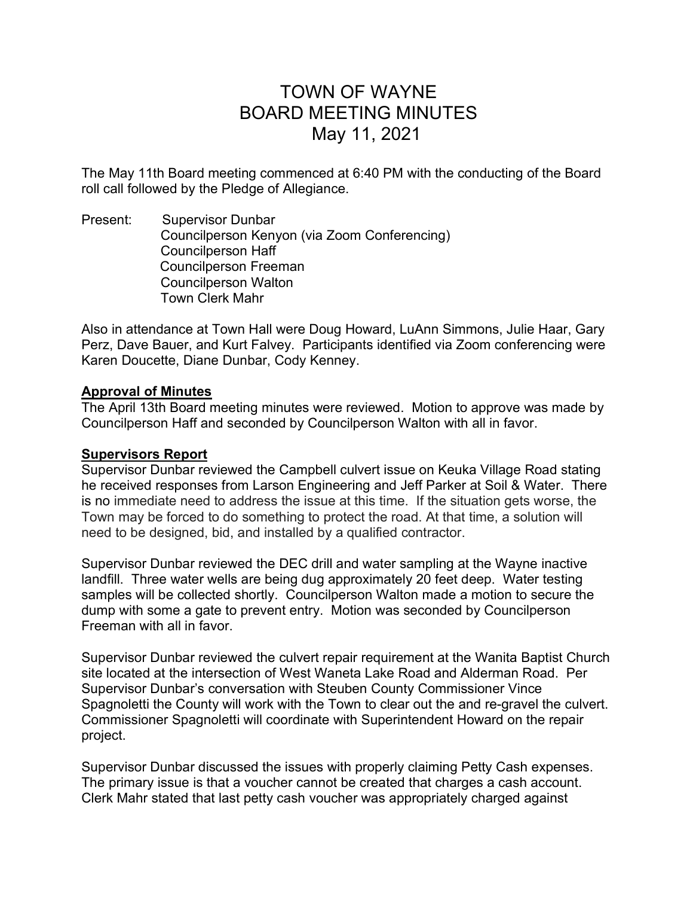# TOWN OF WAYNE
# BOARD MEETING MINUTES
# May 11, 2021

The May 11th Board meeting commenced at 6:40 PM with the conducting of the Board roll call followed by the Pledge of Allegiance.

Present: Supervisor Dunbar
Councilperson Kenyon (via Zoom Conferencing)
Councilperson Haff
Councilperson Freeman
Councilperson Walton
Town Clerk Mahr

Also in attendance at Town Hall were Doug Howard, LuAnn Simmons, Julie Haar, Gary Perz, Dave Bauer, and Kurt Falvey. Participants identified via Zoom conferencing were Karen Doucette, Diane Dunbar, Cody Kenney.

**Approval of Minutes**

The April 13th Board meeting minutes were reviewed. Motion to approve was made by Councilperson Haff and seconded by Councilperson Walton with all in favor.

**Supervisors Report**

Supervisor Dunbar reviewed the Campbell culvert issue on Keuka Village Road stating he received responses from Larson Engineering and Jeff Parker at Soil & Water. There is no immediate need to address the issue at this time. If the situation gets worse, the Town may be forced to do something to protect the road. At that time, a solution will need to be designed, bid, and installed by a qualified contractor.

Supervisor Dunbar reviewed the DEC drill and water sampling at the Wayne inactive landfill. Three water wells are being dug approximately 20 feet deep. Water testing samples will be collected shortly. Councilperson Walton made a motion to secure the dump with some a gate to prevent entry. Motion was seconded by Councilperson Freeman with all in favor.

Supervisor Dunbar reviewed the culvert repair requirement at the Wanita Baptist Church site located at the intersection of West Waneta Lake Road and Alderman Road. Per Supervisor Dunbar's conversation with Steuben County Commissioner Vince Spagnoletti the County will work with the Town to clear out the and re-gravel the culvert. Commissioner Spagnoletti will coordinate with Superintendent Howard on the repair project.

Supervisor Dunbar discussed the issues with properly claiming Petty Cash expenses. The primary issue is that a voucher cannot be created that charges a cash account. Clerk Mahr stated that last petty cash voucher was appropriately charged against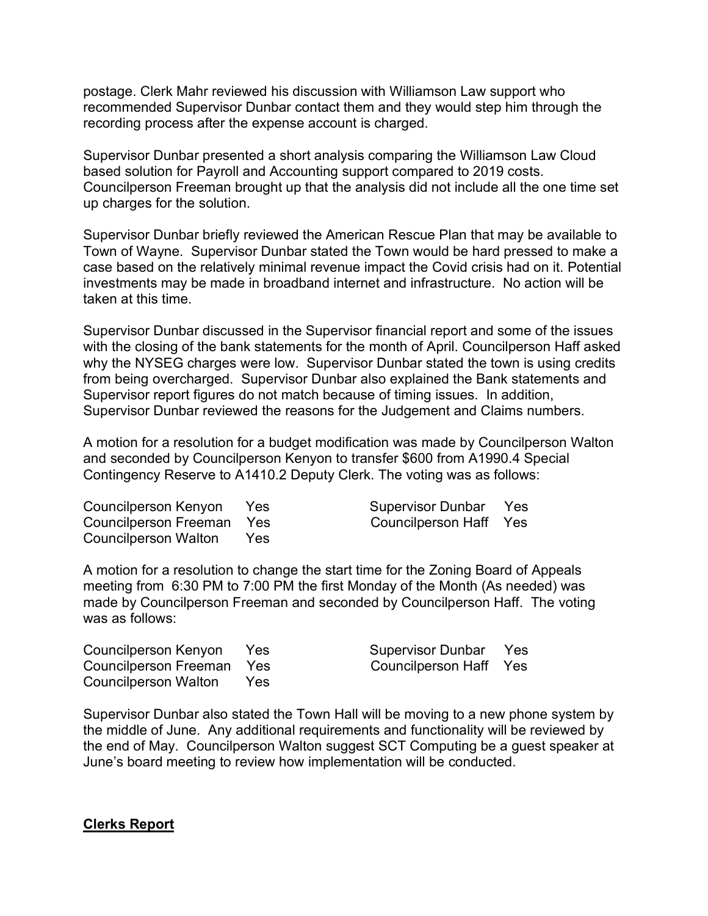postage. Clerk Mahr reviewed his discussion with Williamson Law support who recommended Supervisor Dunbar contact them and they would step him through the recording process after the expense account is charged.

Supervisor Dunbar presented a short analysis comparing the Williamson Law Cloud based solution for Payroll and Accounting support compared to 2019 costs. Councilperson Freeman brought up that the analysis did not include all the one time set up charges for the solution.

Supervisor Dunbar briefly reviewed the American Rescue Plan that may be available to Town of Wayne. Supervisor Dunbar stated the Town would be hard pressed to make a case based on the relatively minimal revenue impact the Covid crisis had on it. Potential investments may be made in broadband internet and infrastructure. No action will be taken at this time.

Supervisor Dunbar discussed in the Supervisor financial report and some of the issues with the closing of the bank statements for the month of April. Councilperson Haff asked why the NYSEG charges were low. Supervisor Dunbar stated the town is using credits from being overcharged. Supervisor Dunbar also explained the Bank statements and Supervisor report figures do not match because of timing issues. In addition, Supervisor Dunbar reviewed the reasons for the Judgement and Claims numbers.

A motion for a resolution for a budget modification was made by Councilperson Walton and seconded by Councilperson Kenyon to transfer $600 from A1990.4 Special Contingency Reserve to A1410.2 Deputy Clerk. The voting was as follows:

| | | | |
|---|---|---|---|
| Councilperson Kenyon | Yes | Supervisor Dunbar | Yes |
| Councilperson Freeman | Yes | Councilperson Haff | Yes |
| Councilperson Walton | Yes | | |

A motion for a resolution to change the start time for the Zoning Board of Appeals meeting from 6:30 PM to 7:00 PM the first Monday of the Month (As needed) was made by Councilperson Freeman and seconded by Councilperson Haff. The voting was as follows:

| | | | |
|---|---|---|---|
| Councilperson Kenyon | Yes | Supervisor Dunbar | Yes |
| Councilperson Freeman | Yes | Councilperson Haff | Yes |
| Councilperson Walton | Yes | | |

Supervisor Dunbar also stated the Town Hall will be moving to a new phone system by the middle of June. Any additional requirements and functionality will be reviewed by the end of May. Councilperson Walton suggest SCT Computing be a guest speaker at June's board meeting to review how implementation will be conducted.

**Clerks Report**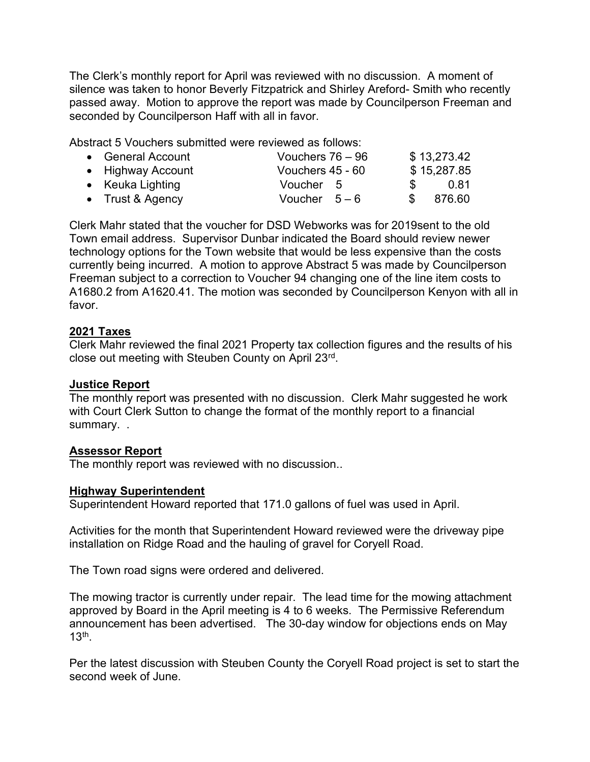The Clerk's monthly report for April was reviewed with no discussion. A moment of silence was taken to honor Beverly Fitzpatrick and Shirley Areford- Smith who recently passed away. Motion to approve the report was made by Councilperson Freeman and seconded by Councilperson Haff with all in favor.

Abstract 5 Vouchers submitted were reviewed as follows:

| | | |
|---|---|---|
| • General Account | Vouchers 76 – 96 | $ 13,273.42 |
| • Highway Account | Vouchers 45 - 60 | $ 15,287.85 |
| • Keuka Lighting | Voucher 5 | $ 0.81 |
| • Trust & Agency | Voucher 5 – 6 | $ 876.60 |

Clerk Mahr stated that the voucher for DSD Webworks was for 2019sent to the old Town email address. Supervisor Dunbar indicated the Board should review newer technology options for the Town website that would be less expensive than the costs currently being incurred. A motion to approve Abstract 5 was made by Councilperson Freeman subject to a correction to Voucher 94 changing one of the line item costs to A1680.2 from A1620.41. The motion was seconded by Councilperson Kenyon with all in favor.

**2021 Taxes**

Clerk Mahr reviewed the final 2021 Property tax collection figures and the results of his close out meeting with Steuben County on April 23rd.

**Justice Report**

The monthly report was presented with no discussion. Clerk Mahr suggested he work with Court Clerk Sutton to change the format of the monthly report to a financial summary. .

**Assessor Report**

The monthly report was reviewed with no discussion..

**Highway Superintendent**

Superintendent Howard reported that 171.0 gallons of fuel was used in April.

Activities for the month that Superintendent Howard reviewed were the driveway pipe installation on Ridge Road and the hauling of gravel for Coryell Road.

The Town road signs were ordered and delivered.

The mowing tractor is currently under repair. The lead time for the mowing attachment approved by Board in the April meeting is 4 to 6 weeks. The Permissive Referendum announcement has been advertised. The 30-day window for objections ends on May 13th.

Per the latest discussion with Steuben County the Coryell Road project is set to start the second week of June.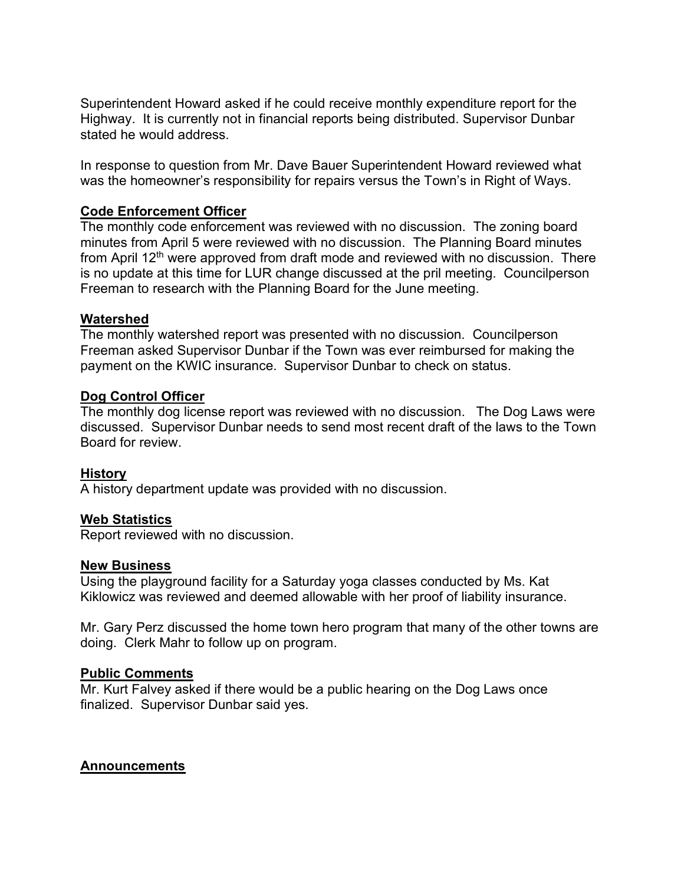Superintendent Howard asked if he could receive monthly expenditure report for the Highway. It is currently not in financial reports being distributed. Supervisor Dunbar stated he would address.

In response to question from Mr. Dave Bauer Superintendent Howard reviewed what was the homeowner's responsibility for repairs versus the Town's in Right of Ways.

**Code Enforcement Officer**

The monthly code enforcement was reviewed with no discussion. The zoning board minutes from April 5 were reviewed with no discussion. The Planning Board minutes from April 12th were approved from draft mode and reviewed with no discussion. There is no update at this time for LUR change discussed at the pril meeting. Councilperson Freeman to research with the Planning Board for the June meeting.

**Watershed**

The monthly watershed report was presented with no discussion. Councilperson Freeman asked Supervisor Dunbar if the Town was ever reimbursed for making the payment on the KWIC insurance. Supervisor Dunbar to check on status.

**Dog Control Officer**

The monthly dog license report was reviewed with no discussion. The Dog Laws were discussed. Supervisor Dunbar needs to send most recent draft of the laws to the Town Board for review.

**History**

A history department update was provided with no discussion.

**Web Statistics**

Report reviewed with no discussion.

**New Business**

Using the playground facility for a Saturday yoga classes conducted by Ms. Kat Kiklowicz was reviewed and deemed allowable with her proof of liability insurance.

Mr. Gary Perz discussed the home town hero program that many of the other towns are doing. Clerk Mahr to follow up on program.

**Public Comments**

Mr. Kurt Falvey asked if there would be a public hearing on the Dog Laws once finalized. Supervisor Dunbar said yes.

**Announcements**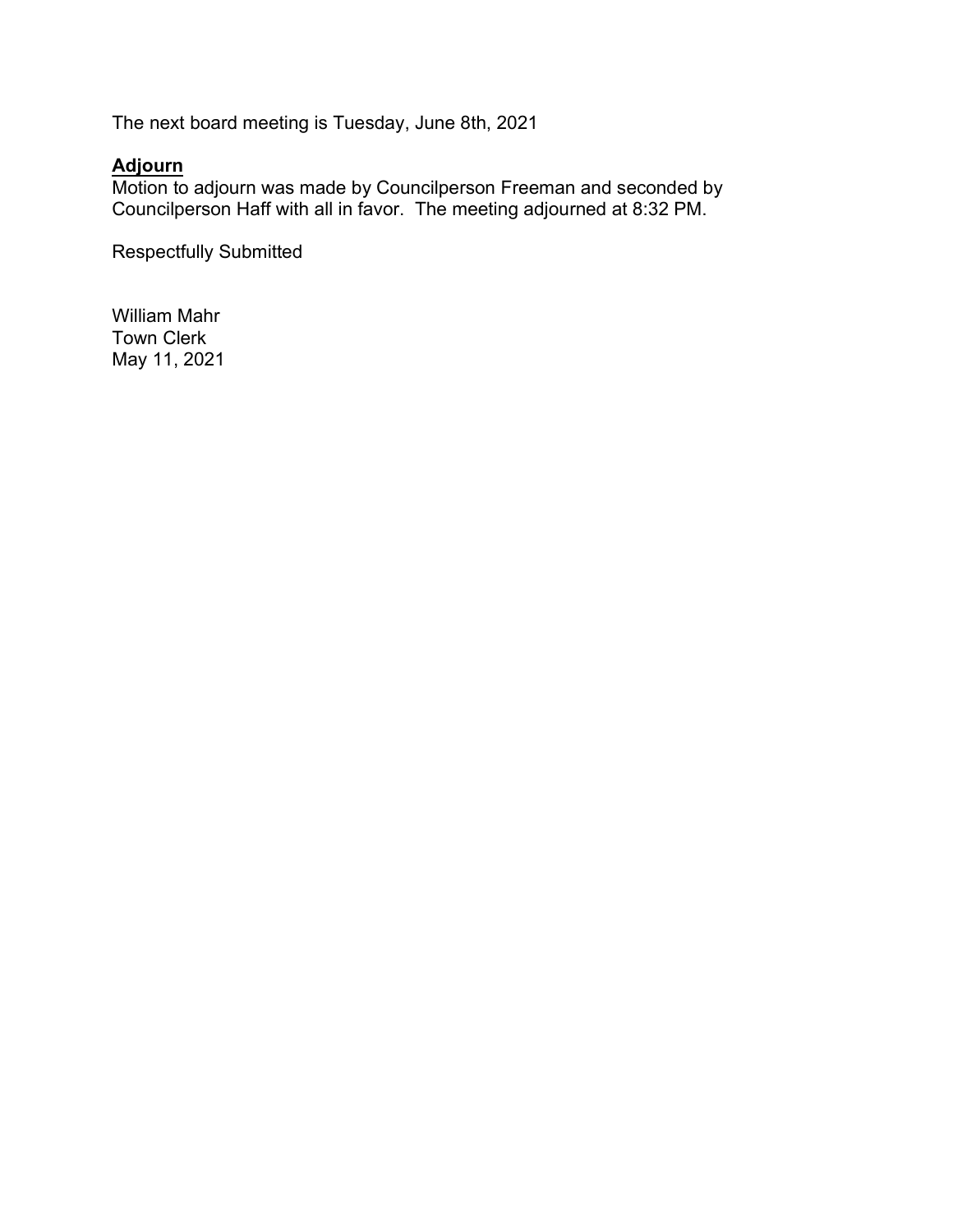The next board meeting is Tuesday, June 8th, 2021

## Adjourn

Motion to adjourn was made by Councilperson Freeman and seconded by Councilperson Haff with all in favor. The meeting adjourned at 8:32 PM.

Respectfully Submitted

William Mahr
Town Clerk
May 11, 2021